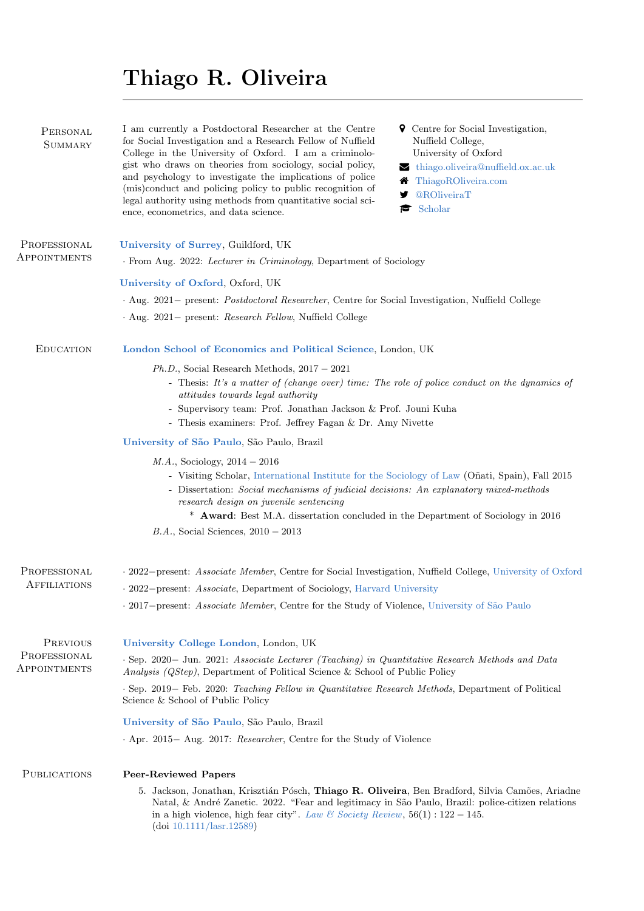# Thiago R. Oliveira

## Personal Summary

I am currently a Postdoctoral Researcher at the Centre for Social Investigation and a Research Fellow of Nuffield College in the University of Oxford. I am a criminologist who draws on theories from sociology, social policy, and psychology to investigate the implications of police (mis)conduct and policing policy to public recognition of legal authority using methods from quantitative social science, econometrics, and data science.

- Centre for Social Investigation, Nuffield College, University of Oxford
- thiago.oliveira@nuffield.ox.ac.uk
- ThiagoROliveira.com
- @ROliveiraT
- Scholar

## Professional Appointments

**University of Surrey**, Guildford, UK

· From Aug. 2022: *Lecturer in Criminology*, Department of Sociology

**University of Oxford**, Oxford, UK

· Aug. 2021– present: *Postdoctoral Researcher*, Centre for Social Investigation, Nuffield College

· Aug. 2021– present: *Research Fellow*, Nuffield College

## Education

**London School of Economics and Political Science**, London, UK

*Ph.D.*, Social Research Methods, 2017 – 2021

- Thesis: *It's a matter of (change over) time: The role of police conduct on the dynamics of attitudes towards legal authority*
- Supervisory team: Prof. Jonathan Jackson & Prof. Jouni Kuha
- Thesis examiners: Prof. Jeffrey Fagan & Dr. Amy Nivette

**University of São Paulo**, São Paulo, Brazil

*M.A.*, Sociology, 2014 – 2016

- Visiting Scholar, International Institute for the Sociology of Law (Oñati, Spain), Fall 2015
- Dissertation: *Social mechanisms of judicial decisions: An explanatory mixed-methods research design on juvenile sentencing*
  - **Award**: Best M.A. dissertation concluded in the Department of Sociology in 2016

*B.A.*, Social Sciences, 2010 – 2013

## Professional Affiliations

· 2022–present: *Associate Member*, Centre for Social Investigation, Nuffield College, University of Oxford

· 2022–present: *Associate*, Department of Sociology, Harvard University

· 2017–present: *Associate Member*, Centre for the Study of Violence, University of São Paulo

## Previous Professional Appointments

**University College London**, London, UK

· Sep. 2020– Jun. 2021: *Associate Lecturer (Teaching) in Quantitative Research Methods and Data Analysis (QStep)*, Department of Political Science & School of Public Policy

· Sep. 2019– Feb. 2020: *Teaching Fellow in Quantitative Research Methods*, Department of Political Science & School of Public Policy

**University of São Paulo**, São Paulo, Brazil

· Apr. 2015– Aug. 2017: *Researcher*, Centre for the Study of Violence

## Publications

### Peer-Reviewed Papers

5. Jackson, Jonathan, Krisztián Pósch, **Thiago R. Oliveira**, Ben Bradford, Silvia Camões, Ariadne Natal, & André Zanetic. 2022. "Fear and legitimacy in São Paulo, Brazil: police-citizen relations in a high violence, high fear city". *Law & Society Review*, 56(1) : 122 – 145. (doi 10.1111/lasr.12589)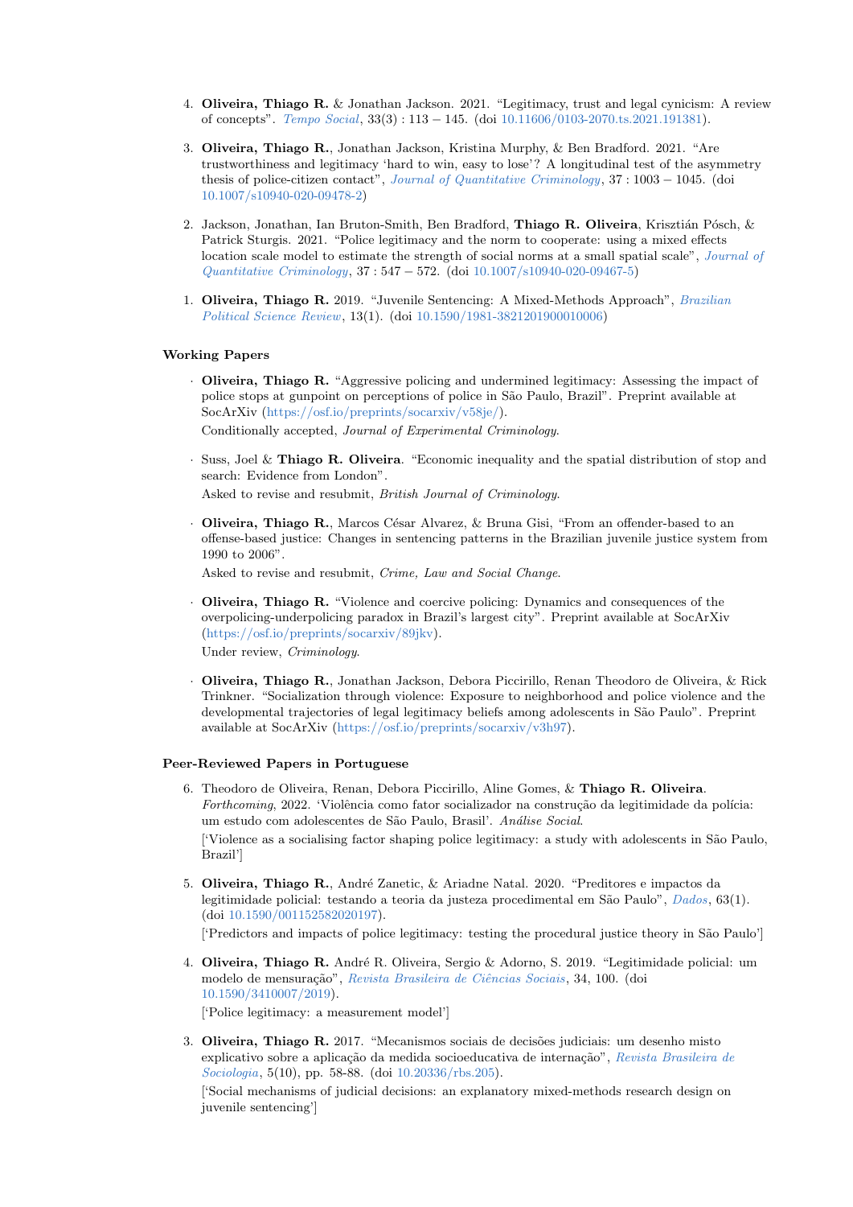4. **Oliveira, Thiago R.** & Jonathan Jackson. 2021. "Legitimacy, trust and legal cynicism: A review of concepts". *Tempo Social*, 33(3) : 113 − 145. (doi 10.11606/0103-2070.ts.2021.191381).

3. **Oliveira, Thiago R.**, Jonathan Jackson, Kristina Murphy, & Ben Bradford. 2021. "Are trustworthiness and legitimacy 'hard to win, easy to lose'? A longitudinal test of the asymmetry thesis of police-citizen contact", *Journal of Quantitative Criminology*, 37 : 1003 − 1045. (doi 10.1007/s10940-020-09478-2)

2. Jackson, Jonathan, Ian Bruton-Smith, Ben Bradford, **Thiago R. Oliveira**, Krisztián Pósch, & Patrick Sturgis. 2021. "Police legitimacy and the norm to cooperate: using a mixed effects location scale model to estimate the strength of social norms at a small spatial scale", *Journal of Quantitative Criminology*, 37 : 547 − 572. (doi 10.1007/s10940-020-09467-5)

1. **Oliveira, Thiago R.** 2019. "Juvenile Sentencing: A Mixed-Methods Approach", *Brazilian Political Science Review*, 13(1). (doi 10.1590/1981-3821201900010006)

### Working Papers

- **Oliveira, Thiago R.** "Aggressive policing and undermined legitimacy: Assessing the impact of police stops at gunpoint on perceptions of police in São Paulo, Brazil". Preprint available at SocArXiv (https://osf.io/preprints/socarxiv/v58je/).
  Conditionally accepted, *Journal of Experimental Criminology*.

- Suss, Joel & **Thiago R. Oliveira**. "Economic inequality and the spatial distribution of stop and search: Evidence from London".
  Asked to revise and resubmit, *British Journal of Criminology*.

- **Oliveira, Thiago R.**, Marcos César Alvarez, & Bruna Gisi, "From an offender-based to an offense-based justice: Changes in sentencing patterns in the Brazilian juvenile justice system from 1990 to 2006".
  Asked to revise and resubmit, *Crime, Law and Social Change*.

- **Oliveira, Thiago R.** "Violence and coercive policing: Dynamics and consequences of the overpolicing-underpolicing paradox in Brazil's largest city". Preprint available at SocArXiv (https://osf.io/preprints/socarxiv/89jkv).
  Under review, *Criminology*.

- **Oliveira, Thiago R.**, Jonathan Jackson, Debora Piccirillo, Renan Theodoro de Oliveira, & Rick Trinkner. "Socialization through violence: Exposure to neighborhood and police violence and the developmental trajectories of legal legitimacy beliefs among adolescents in São Paulo". Preprint available at SocArXiv (https://osf.io/preprints/socarxiv/v3h97).

### Peer-Reviewed Papers in Portuguese

6. Theodoro de Oliveira, Renan, Debora Piccirillo, Aline Gomes, & **Thiago R. Oliveira**. *Forthcoming*, 2022. 'Violência como fator socializador na construção da legitimidade da polícia: um estudo com adolescentes de São Paulo, Brasil'. *Análise Social*.
   ['Violence as a socialising factor shaping police legitimacy: a study with adolescents in São Paulo, Brazil']

5. **Oliveira, Thiago R.**, André Zanetic, & Ariadne Natal. 2020. "Preditores e impactos da legitimidade policial: testando a teoria da justeza procedimental em São Paulo", *Dados*, 63(1). (doi 10.1590/001152582020197).
   ['Predictors and impacts of police legitimacy: testing the procedural justice theory in São Paulo']

4. **Oliveira, Thiago R.** André R. Oliveira, Sergio & Adorno, S. 2019. "Legitimidade policial: um modelo de mensuração", *Revista Brasileira de Ciências Sociais*, 34, 100. (doi 10.1590/3410007/2019).
   ['Police legitimacy: a measurement model']

3. **Oliveira, Thiago R.** 2017. "Mecanismos sociais de decisões judiciais: um desenho misto explicativo sobre a aplicação da medida socioeducativa de internação", *Revista Brasileira de Sociologia*, 5(10), pp. 58-88. (doi 10.20336/rbs.205).
   ['Social mechanisms of judicial decisions: an explanatory mixed-methods research design on juvenile sentencing']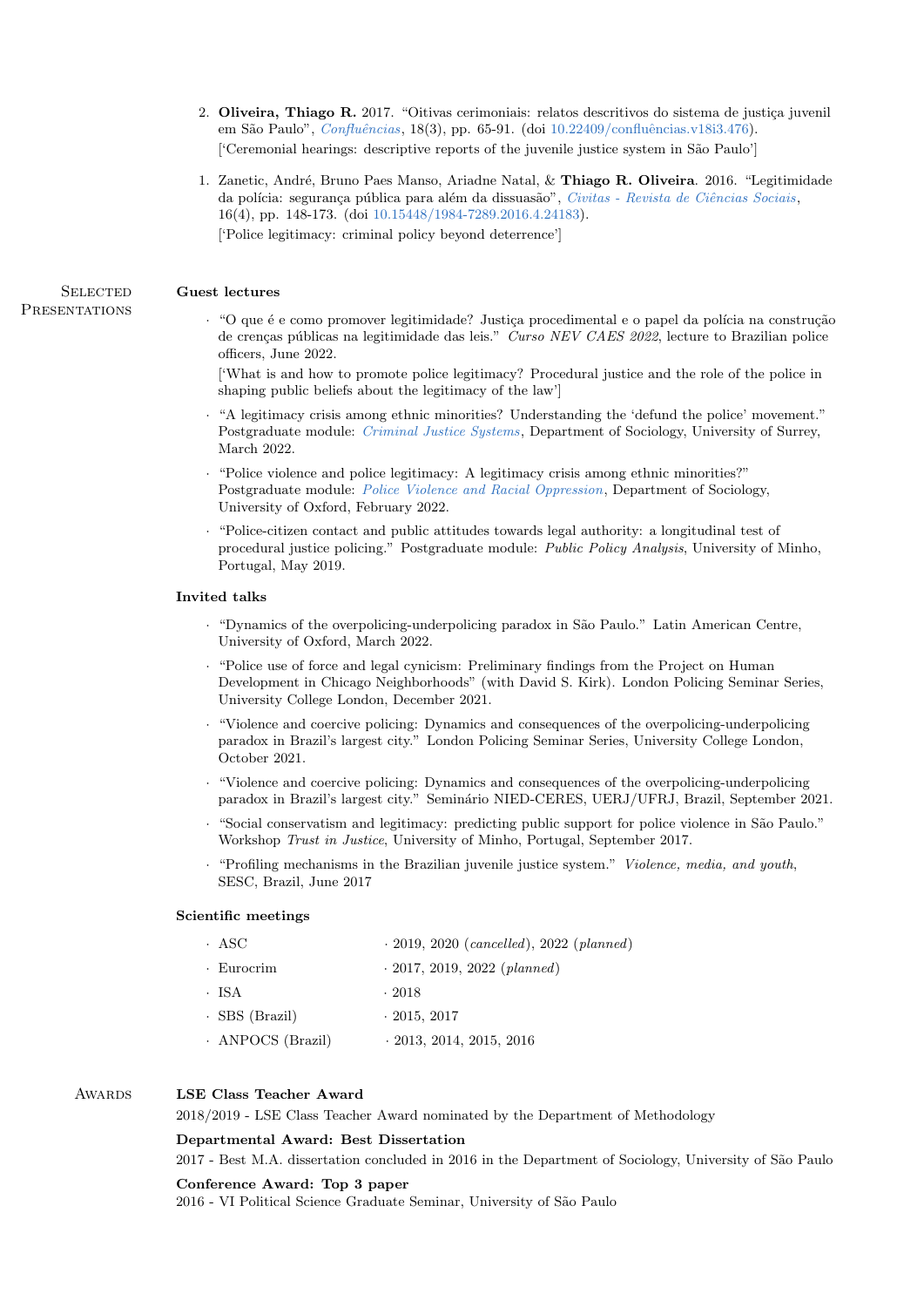2. **Oliveira, Thiago R.** 2017. "Oitivas cerimoniais: relatos descritivos do sistema de justiça juvenil em São Paulo", *Confluências*, 18(3), pp. 65-91. (doi 10.22409/confluências.v18i3.476).
   ['Ceremonial hearings: descriptive reports of the juvenile justice system in São Paulo']

1. Zanetic, André, Bruno Paes Manso, Ariadne Natal, & **Thiago R. Oliveira**. 2016. "Legitimidade da polícia: segurança pública para além da dissuasão", *Civitas - Revista de Ciências Sociais*, 16(4), pp. 148-173. (doi 10.15448/1984-7289.2016.4.24183).
   ['Police legitimacy: criminal policy beyond deterrence']

## Selected Presentations

### Guest lectures

- "O que é e como promover legitimidade? Justiça procedimental e o papel da polícia na construção de crenças públicas na legitimidade das leis." *Curso NEV CAES 2022*, lecture to Brazilian police officers, June 2022.
  ['What is and how to promote police legitimacy? Procedural justice and the role of the police in shaping public beliefs about the legitimacy of the law']
- "A legitimacy crisis among ethnic minorities? Understanding the 'defund the police' movement." Postgraduate module: *Criminal Justice Systems*, Department of Sociology, University of Surrey, March 2022.
- "Police violence and police legitimacy: A legitimacy crisis among ethnic minorities?" Postgraduate module: *Police Violence and Racial Oppression*, Department of Sociology, University of Oxford, February 2022.
- "Police-citizen contact and public attitudes towards legal authority: a longitudinal test of procedural justice policing." Postgraduate module: *Public Policy Analysis*, University of Minho, Portugal, May 2019.

### Invited talks

- "Dynamics of the overpolicing-underpolicing paradox in São Paulo." Latin American Centre, University of Oxford, March 2022.
- "Police use of force and legal cynicism: Preliminary findings from the Project on Human Development in Chicago Neighborhoods" (with David S. Kirk). London Policing Seminar Series, University College London, December 2021.
- "Violence and coercive policing: Dynamics and consequences of the overpolicing-underpolicing paradox in Brazil's largest city." London Policing Seminar Series, University College London, October 2021.
- "Violence and coercive policing: Dynamics and consequences of the overpolicing-underpolicing paradox in Brazil's largest city." Seminário NIED-CERES, UERJ/UFRJ, Brazil, September 2021.
- "Social conservatism and legitimacy: predicting public support for police violence in São Paulo." Workshop *Trust in Justice*, University of Minho, Portugal, September 2017.
- "Profiling mechanisms in the Brazilian juvenile justice system." *Violence, media, and youth*, SESC, Brazil, June 2017

### Scientific meetings

| | |
|---|---|
| · ASC | · 2019, 2020 (*cancelled*), 2022 (*planned*) |
| · Eurocrim | · 2017, 2019, 2022 (*planned*) |
| · ISA | · 2018 |
| · SBS (Brazil) | · 2015, 2017 |
| · ANPOCS (Brazil) | · 2013, 2014, 2015, 2016 |

## Awards

**LSE Class Teacher Award**
2018/2019 - LSE Class Teacher Award nominated by the Department of Methodology

**Departmental Award: Best Dissertation**
2017 - Best M.A. dissertation concluded in 2016 in the Department of Sociology, University of São Paulo

**Conference Award: Top 3 paper**
2016 - VI Political Science Graduate Seminar, University of São Paulo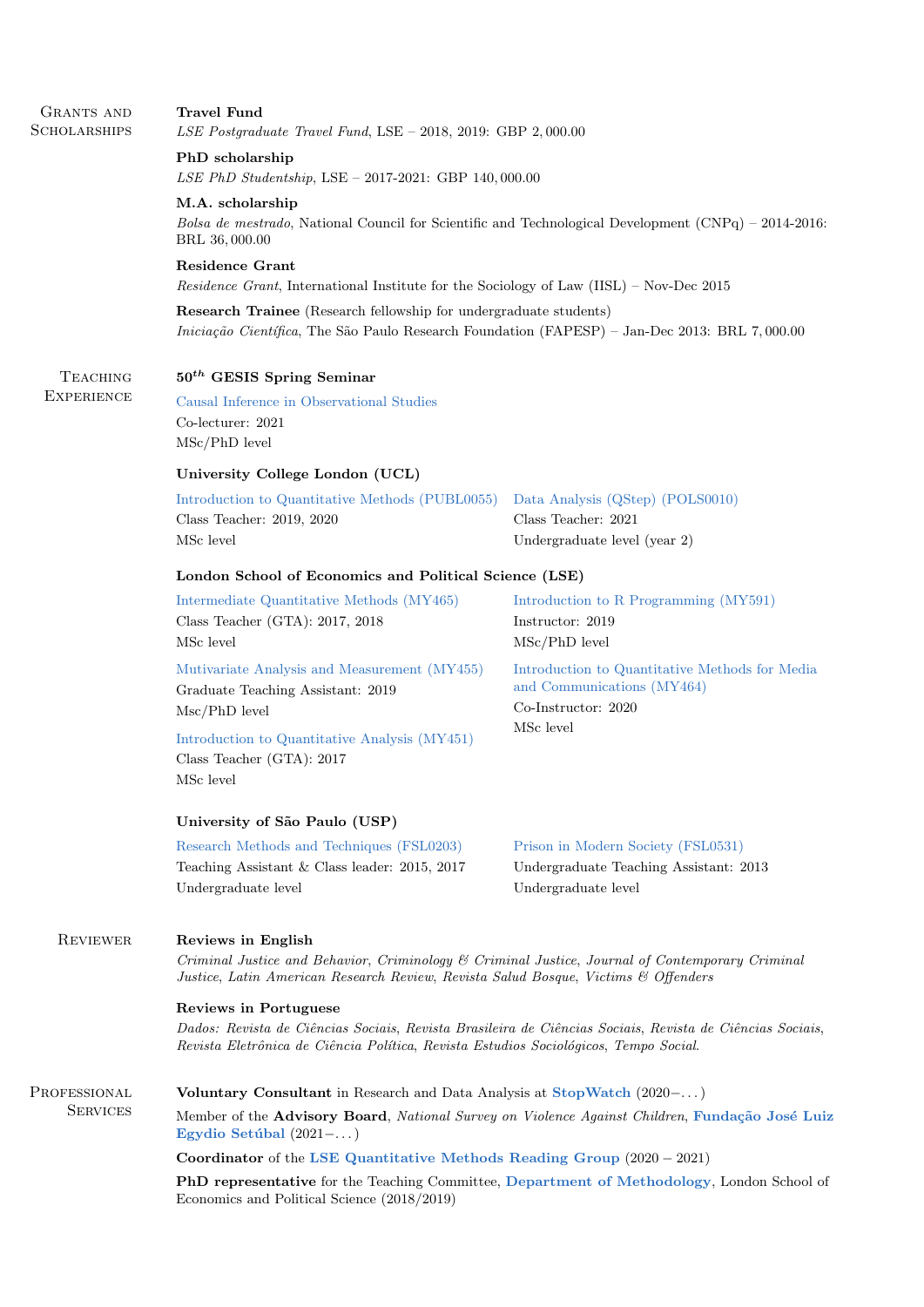## Grants and Scholarships

**Travel Fund**
*LSE Postgraduate Travel Fund*, LSE – 2018, 2019: GBP 2,000.00

**PhD scholarship**
*LSE PhD Studentship*, LSE – 2017-2021: GBP 140,000.00

**M.A. scholarship**
*Bolsa de mestrado*, National Council for Scientific and Technological Development (CNPq) – 2014-2016: BRL 36,000.00

**Residence Grant**
*Residence Grant*, International Institute for the Sociology of Law (IISL) – Nov-Dec 2015

**Research Trainee** (Research fellowship for undergraduate students)
*Iniciação Científica*, The São Paulo Research Foundation (FAPESP) – Jan-Dec 2013: BRL 7,000.00

## Teaching Experience

**$50^{th}$ GESIS Spring Seminar**

Causal Inference in Observational Studies
Co-lecturer: 2021
MSc/PhD level

**University College London (UCL)**

Introduction to Quantitative Methods (PUBL0055)
Class Teacher: 2019, 2020
MSc level

Data Analysis (QStep) (POLS0010)
Class Teacher: 2021
Undergraduate level (year 2)

**London School of Economics and Political Science (LSE)**

Intermediate Quantitative Methods (MY465)
Class Teacher (GTA): 2017, 2018
MSc level

Mutivariate Analysis and Measurement (MY455)
Graduate Teaching Assistant: 2019
Msc/PhD level

Introduction to Quantitative Analysis (MY451)
Class Teacher (GTA): 2017
MSc level

Introduction to R Programming (MY591)
Instructor: 2019
MSc/PhD level

Introduction to Quantitative Methods for Media and Communications (MY464)
Co-Instructor: 2020
MSc level

**University of São Paulo (USP)**

Research Methods and Techniques (FSL0203)
Teaching Assistant & Class leader: 2015, 2017
Undergraduate level

Prison in Modern Society (FSL0531)
Undergraduate Teaching Assistant: 2013
Undergraduate level

## Reviewer

**Reviews in English**
*Criminal Justice and Behavior*, *Criminology & Criminal Justice*, *Journal of Contemporary Criminal Justice*, *Latin American Research Review*, *Revista Salud Bosque*, *Victims & Offenders*

**Reviews in Portuguese**
*Dados: Revista de Ciências Sociais*, *Revista Brasileira de Ciências Sociais*, *Revista de Ciências Sociais*, *Revista Eletrônica de Ciência Política*, *Revista Estudios Sociológicos*, *Tempo Social*.

## Professional Services

**Voluntary Consultant** in Research and Data Analysis at **StopWatch** (2020–...)

Member of the **Advisory Board**, *National Survey on Violence Against Children*, **Fundação José Luiz Egydio Setúbal** (2021–...)

**Coordinator** of the **LSE Quantitative Methods Reading Group** (2020 – 2021)

**PhD representative** for the Teaching Committee, **Department of Methodology**, London School of Economics and Political Science (2018/2019)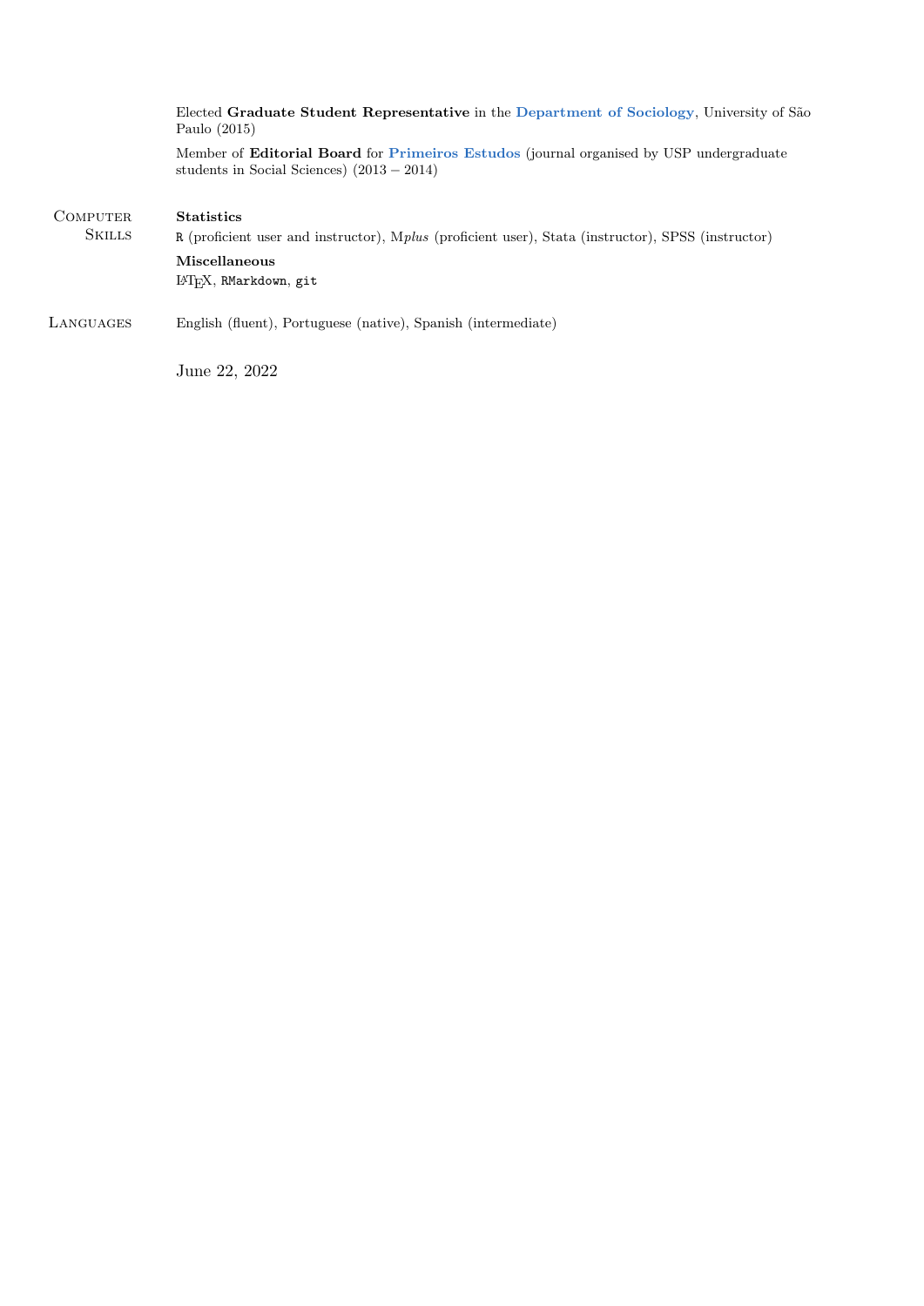Elected **Graduate Student Representative** in the **Department of Sociology**, University of São Paulo (2015)

Member of **Editorial Board** for **Primeiros Estudos** (journal organised by USP undergraduate students in Social Sciences) (2013 – 2014)

## Computer Skills

**Statistics**

`R` (proficient user and instructor), M*plus* (proficient user), Stata (instructor), SPSS (instructor)

**Miscellaneous**

LaTeX, `RMarkdown`, `git`

## Languages

English (fluent), Portuguese (native), Spanish (intermediate)

June 22, 2022